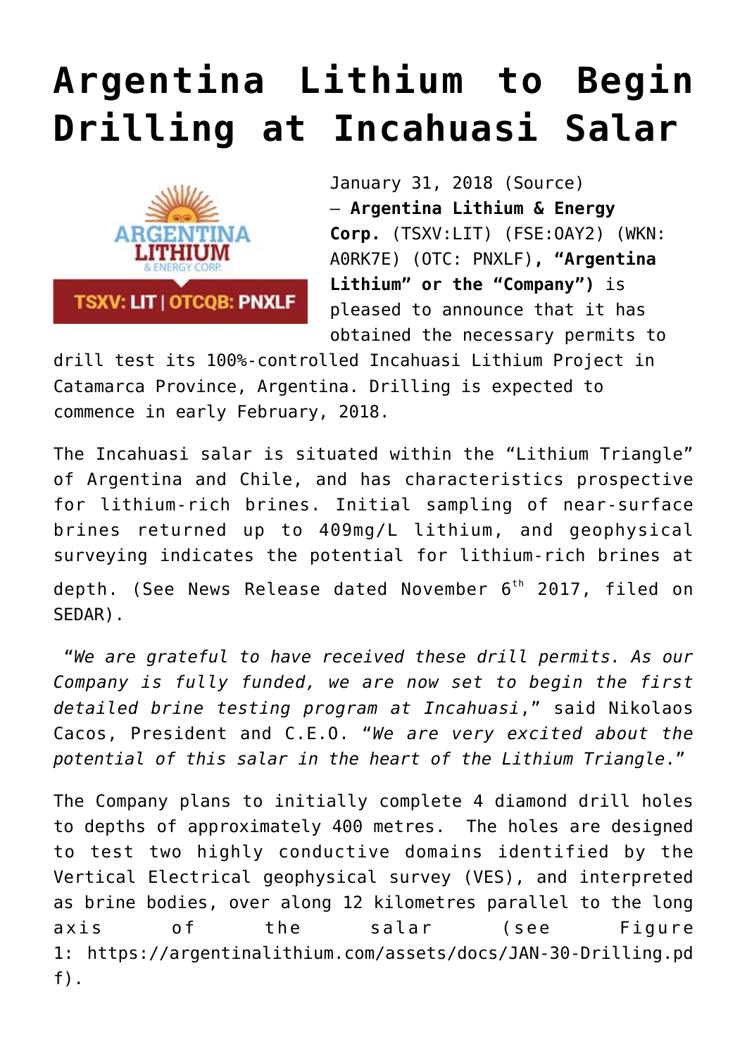# Argentina Lithium to Begin Drilling at Incahuasi Salar

January 31, 2018 (Source) – **Argentina Lithium & Energy Corp.** (TSXV:LIT) (FSE:OAY2) (WKN: A0RK7E) (OTC: PNXLF)**, "Argentina Lithium" or the "Company")** is pleased to announce that it has obtained the necessary permits to drill test its 100%-controlled Incahuasi Lithium Project in Catamarca Province, Argentina. Drilling is expected to commence in early February, 2018.

The Incahuasi salar is situated within the "Lithium Triangle" of Argentina and Chile, and has characteristics prospective for lithium-rich brines. Initial sampling of near-surface brines returned up to 409mg/L lithium, and geophysical surveying indicates the potential for lithium-rich brines at depth. (See News Release dated November 6th 2017, filed on SEDAR).

"*We are grateful to have received these drill permits. As our Company is fully funded, we are now set to begin the first detailed brine testing program at Incahuasi*," said Nikolaos Cacos, President and C.E.O. "*We are very excited about the potential of this salar in the heart of the Lithium Triangle*."

The Company plans to initially complete 4 diamond drill holes to depths of approximately 400 metres. The holes are designed to test two highly conductive domains identified by the Vertical Electrical geophysical survey (VES), and interpreted as brine bodies, over along 12 kilometres parallel to the long axis of the salar (see Figure 1: https://argentinalithium.com/assets/docs/JAN-30-Drilling.pdf).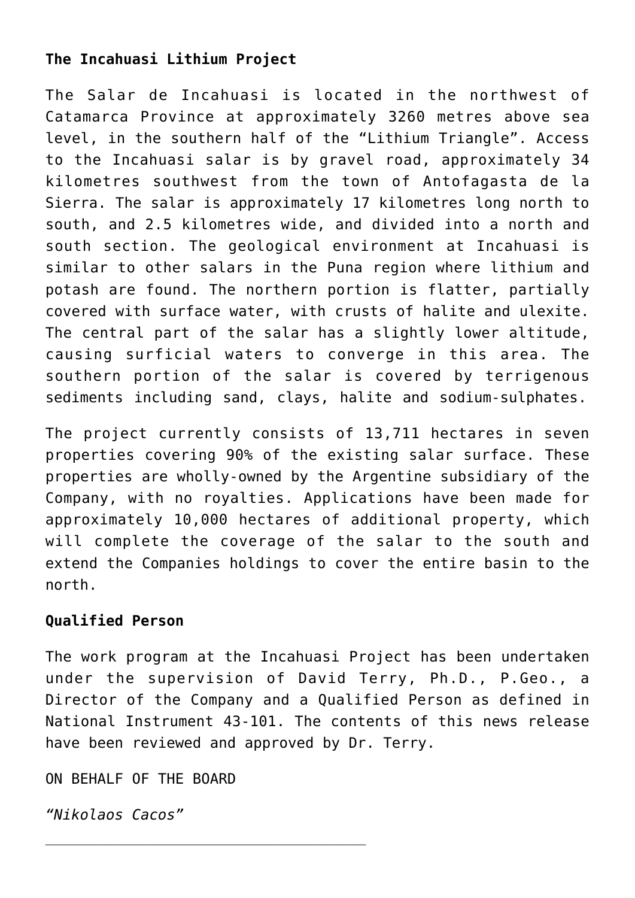**The Incahuasi Lithium Project**

The Salar de Incahuasi is located in the northwest of Catamarca Province at approximately 3260 metres above sea level, in the southern half of the "Lithium Triangle". Access to the Incahuasi salar is by gravel road, approximately 34 kilometres southwest from the town of Antofagasta de la Sierra. The salar is approximately 17 kilometres long north to south, and 2.5 kilometres wide, and divided into a north and south section. The geological environment at Incahuasi is similar to other salars in the Puna region where lithium and potash are found. The northern portion is flatter, partially covered with surface water, with crusts of halite and ulexite. The central part of the salar has a slightly lower altitude, causing surficial waters to converge in this area. The southern portion of the salar is covered by terrigenous sediments including sand, clays, halite and sodium-sulphates.

The project currently consists of 13,711 hectares in seven properties covering 90% of the existing salar surface. These properties are wholly-owned by the Argentine subsidiary of the Company, with no royalties. Applications have been made for approximately 10,000 hectares of additional property, which will complete the coverage of the salar to the south and extend the Companies holdings to cover the entire basin to the north.

**Qualified Person**

The work program at the Incahuasi Project has been undertaken under the supervision of David Terry, Ph.D., P.Geo., a Director of the Company and a Qualified Person as defined in National Instrument 43-101. The contents of this news release have been reviewed and approved by Dr. Terry.

ON BEHALF OF THE BOARD

*"Nikolaos Cacos"*

\_\_\_\_\_\_\_\_\_\_\_\_\_\_\_\_\_\_\_\_\_\_\_\_\_\_\_\_\_\_\_\_\_\_\_\_\_\_\_\_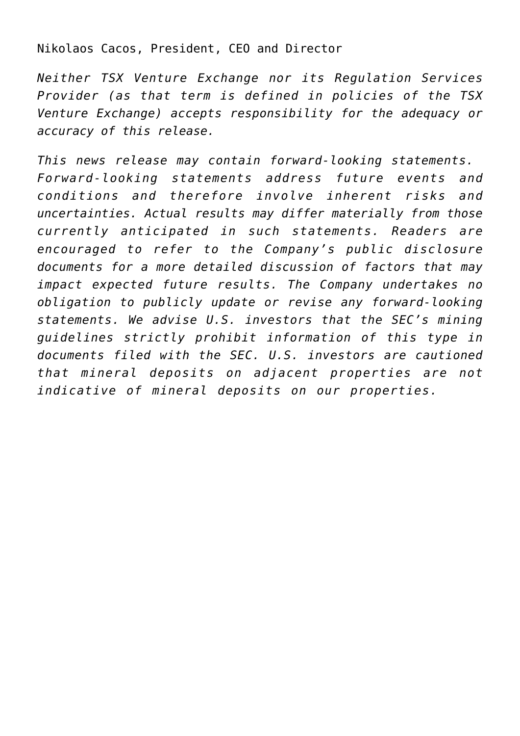Nikolaos Cacos, President, CEO and Director

*Neither TSX Venture Exchange nor its Regulation Services Provider (as that term is defined in policies of the TSX Venture Exchange) accepts responsibility for the adequacy or accuracy of this release.*

*This news release may contain forward-looking statements. Forward-looking statements address future events and conditions and therefore involve inherent risks and uncertainties. Actual results may differ materially from those currently anticipated in such statements. Readers are encouraged to refer to the Company's public disclosure documents for a more detailed discussion of factors that may impact expected future results. The Company undertakes no obligation to publicly update or revise any forward-looking statements. We advise U.S. investors that the SEC's mining guidelines strictly prohibit information of this type in documents filed with the SEC. U.S. investors are cautioned that mineral deposits on adjacent properties are not indicative of mineral deposits on our properties.*